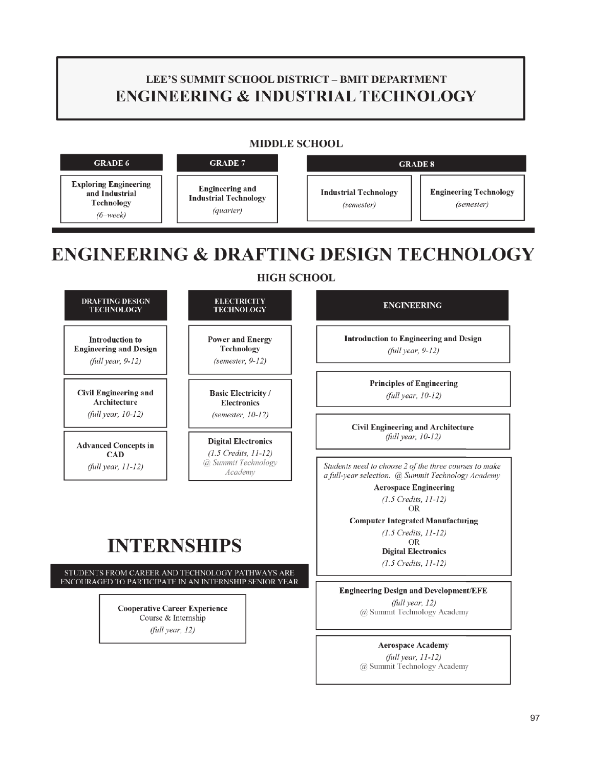# LEE'S SUMMIT SCHOOL DISTRICT – BMIT DEPARTMENT
# ENGINEERING & INDUSTRIAL TECHNOLOGY

## MIDDLE SCHOOL

| GRADE 6 | GRADE 7 | GRADE 8 | |
|---|---|---|---|
| **Exploring Engineering and Industrial Technology** *(6–week)* | **Engineering and Industrial Technology** *(quarter)* | **Industrial Technology** *(semester)* | **Engineering Technology** *(semester)* |

# ENGINEERING & DRAFTING DESIGN TECHNOLOGY

## HIGH SCHOOL

### DRAFTING DESIGN TECHNOLOGY

- **Introduction to Engineering and Design** *(full year, 9-12)*
- **Civil Engineering and Architecture** *(full year, 10-12)*
- **Advanced Concepts in CAD** *(full year, 11-12)*

### ELECTRICITY TECHNOLOGY

- **Power and Energy Technology** *(semester, 9-12)*
- **Basic Electricity / Electronics** *(semester, 10-12)*
- **Digital Electronics** *(1.5 Credits, 11-12)* @ Summit Technology Academy

### ENGINEERING

- **Introduction to Engineering and Design** *(full year, 9-12)*
- **Principles of Engineering** *(full year, 10-12)*
- **Civil Engineering and Architecture** *(full year, 10-12)*
- *Students need to choose 2 of the three courses to make a full-year selection. @ Summit Technology Academy*
  - **Aerospace Engineering** *(1.5 Credits, 11-12)*
  - OR
  - **Computer Integrated Manufacturing** *(1.5 Credits, 11-12)*
  - OR
  - **Digital Electronics** *(1.5 Credits, 11-12)*
- **Engineering Design and Development/EFE** *(full year, 12)* @ Summit Technology Academy
- **Aerospace Academy** *(full year, 11-12)* @ Summit Technology Academy

# INTERNSHIPS

STUDENTS FROM CAREER AND TECHNOLOGY PATHWAYS ARE ENCOURAGED TO PARTICIPATE IN AN INTERNSHIP SENIOR YEAR

**Cooperative Career Experience**
Course & Internship
*(full year, 12)*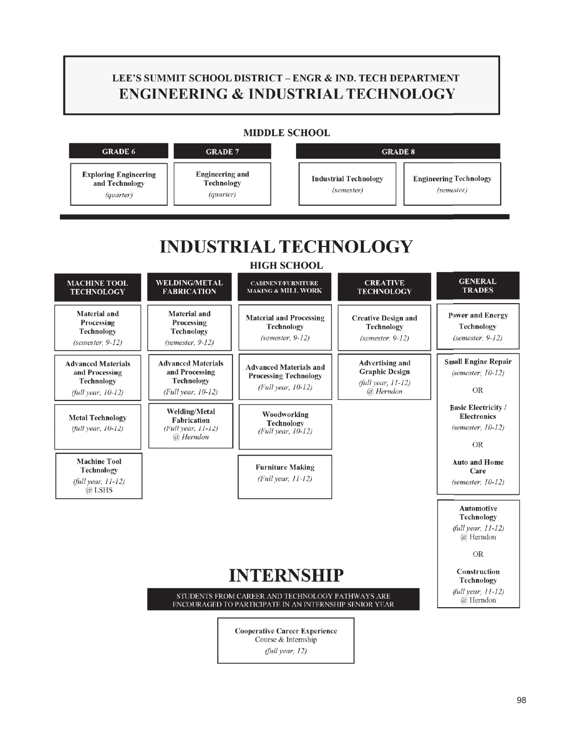# LEE'S SUMMIT SCHOOL DISTRICT – ENGR & IND. TECH DEPARTMENT

# ENGINEERING & INDUSTRIAL TECHNOLOGY

## MIDDLE SCHOOL

| GRADE 6 | GRADE 7 | GRADE 8 | |
|---|---|---|---|
| **Exploring Engineering and Technology** *(quarter)* | **Engineering and Technology** *(quarter)* | **Industrial Technology** *(semester)* | **Engineering Technology** *(semester)* |

# INDUSTRIAL TECHNOLOGY

## HIGH SCHOOL

| MACHINE TOOL TECHNOLOGY | WELDING/METAL FABRICATION | CABINENT/FURNITURE MAKING & MILL WORK | CREATIVE TECHNOLOGY | GENERAL TRADES |
|---|---|---|---|---|
| **Material and Processing Technology** *(semester, 9-12)* | **Material and Processing Technology** *(semester, 9-12)* | **Material and Processing Technology** *(semester, 9-12)* | **Creative Design and Technology** *(semester, 9-12)* | **Power and Energy Technology** *(semester, 9-12)* |
| **Advanced Materials and Processing Technology** *(full year, 10-12)* | **Advanced Materials and Processing Technology** *(Full year, 10-12)* | **Advanced Materials and Processing Technology** *(Full year, 10-12)* | **Advertising and Graphic Design** *(full year, 11-12)* @ Herndon | **Small Engine Repair** *(semester, 10-12)* OR **Basic Electricity / Electronics** *(semester, 10-12)* OR **Auto and Home Care** *(semester, 10-12)* |
| **Metal Technology** *(full year, 10-12)* | **Welding/Metal Fabrication** *(Full year, 11-12)* @ Herndon | **Woodworking Technology** *(Full year, 10-12)* | | **Automotive Technology** *(full year, 11-12)* @ Herndon OR **Construction Technology** *(full year, 11-12)* @ Herndon |
| **Machine Tool Technology** *(full year, 11-12)* @ LSHS | | **Furniture Making** *(Full year, 11-12)* | | |

# INTERNSHIP

STUDENTS FROM CAREER AND TECHNOLOGY PATHWAYS ARE ENCOURAGED TO PARTICIPATE IN AN INTERNSHIP SENIOR YEAR

**Cooperative Career Experience**
Course & Internship
*(full year, 12)*